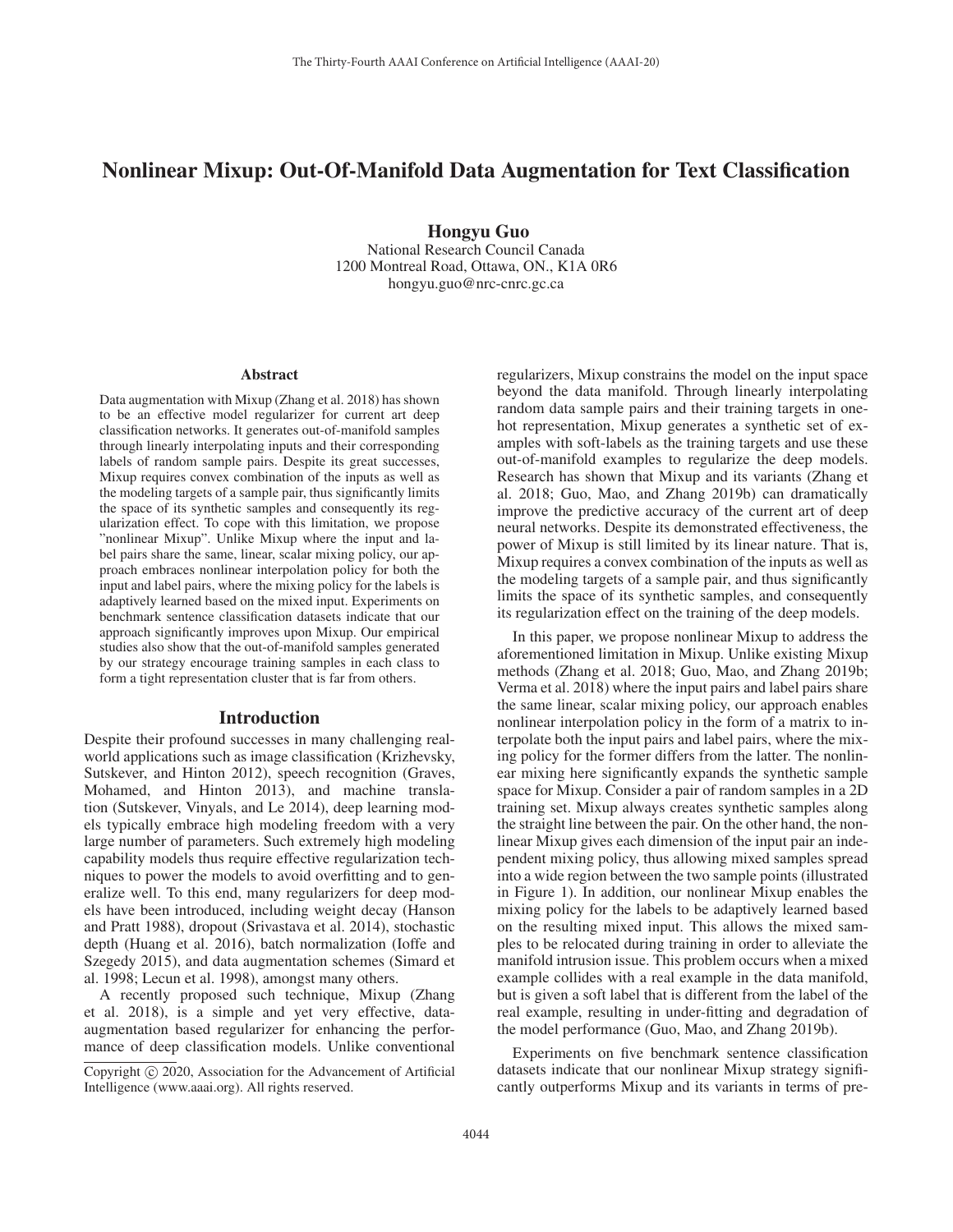# Nonlinear Mixup: Out-Of-Manifold Data Augmentation for Text Classification

**Hongyu Guo**
National Research Council Canada
1200 Montreal Road, Ottawa, ON., K1A 0R6
hongyu.guo@nrc-cnrc.gc.ca

### Abstract

Data augmentation with Mixup (Zhang et al. 2018) has shown to be an effective model regularizer for current art deep classification networks. It generates out-of-manifold samples through linearly interpolating inputs and their corresponding labels of random sample pairs. Despite its great successes, Mixup requires convex combination of the inputs as well as the modeling targets of a sample pair, thus significantly limits the space of its synthetic samples and consequently its regularization effect. To cope with this limitation, we propose "nonlinear Mixup". Unlike Mixup where the input and label pairs share the same, linear, scalar mixing policy, our approach embraces nonlinear interpolation policy for both the input and label pairs, where the mixing policy for the labels is adaptively learned based on the mixed input. Experiments on benchmark sentence classification datasets indicate that our approach significantly improves upon Mixup. Our empirical studies also show that the out-of-manifold samples generated by our strategy encourage training samples in each class to form a tight representation cluster that is far from others.

## Introduction

Despite their profound successes in many challenging real-world applications such as image classification (Krizhevsky, Sutskever, and Hinton 2012), speech recognition (Graves, Mohamed, and Hinton 2013), and machine translation (Sutskever, Vinyals, and Le 2014), deep learning models typically embrace high modeling freedom with a very large number of parameters. Such extremely high modeling capability models thus require effective regularization techniques to power the models to avoid overfitting and to generalize well. To this end, many regularizers for deep models have been introduced, including weight decay (Hanson and Pratt 1988), dropout (Srivastava et al. 2014), stochastic depth (Huang et al. 2016), batch normalization (Ioffe and Szegedy 2015), and data augmentation schemes (Simard et al. 1998; Lecun et al. 1998), amongst many others.

A recently proposed such technique, Mixup (Zhang et al. 2018), is a simple and yet very effective, data-augmentation based regularizer for enhancing the performance of deep classification models. Unlike conventional regularizers, Mixup constrains the model on the input space beyond the data manifold. Through linearly interpolating random data sample pairs and their training targets in one-hot representation, Mixup generates a synthetic set of examples with soft-labels as the training targets and use these out-of-manifold examples to regularize the deep models. Research has shown that Mixup and its variants (Zhang et al. 2018; Guo, Mao, and Zhang 2019b) can dramatically improve the predictive accuracy of the current art of deep neural networks. Despite its demonstrated effectiveness, the power of Mixup is still limited by its linear nature. That is, Mixup requires a convex combination of the inputs as well as the modeling targets of a sample pair, and thus significantly limits the space of its synthetic samples, and consequently its regularization effect on the training of the deep models.

In this paper, we propose nonlinear Mixup to address the aforementioned limitation in Mixup. Unlike existing Mixup methods (Zhang et al. 2018; Guo, Mao, and Zhang 2019b; Verma et al. 2018) where the input pairs and label pairs share the same linear, scalar mixing policy, our approach enables nonlinear interpolation policy in the form of a matrix to interpolate both the input pairs and label pairs, where the mixing policy for the former differs from the latter. The nonlinear mixing here significantly expands the synthetic sample space for Mixup. Consider a pair of random samples in a 2D training set. Mixup always creates synthetic samples along the straight line between the pair. On the other hand, the nonlinear Mixup gives each dimension of the input pair an independent mixing policy, thus allowing mixed samples spread into a wide region between the two sample points (illustrated in Figure 1). In addition, our nonlinear Mixup enables the mixing policy for the labels to be adaptively learned based on the resulting mixed input. This allows the mixed samples to be relocated during training in order to alleviate the manifold intrusion issue. This problem occurs when a mixed example collides with a real example in the data manifold, but is given a soft label that is different from the label of the real example, resulting in under-fitting and degradation of the model performance (Guo, Mao, and Zhang 2019b).

Experiments on five benchmark sentence classification datasets indicate that our nonlinear Mixup strategy significantly outperforms Mixup and its variants in terms of pre-

Copyright © 2020, Association for the Advancement of Artificial Intelligence (www.aaai.org). All rights reserved.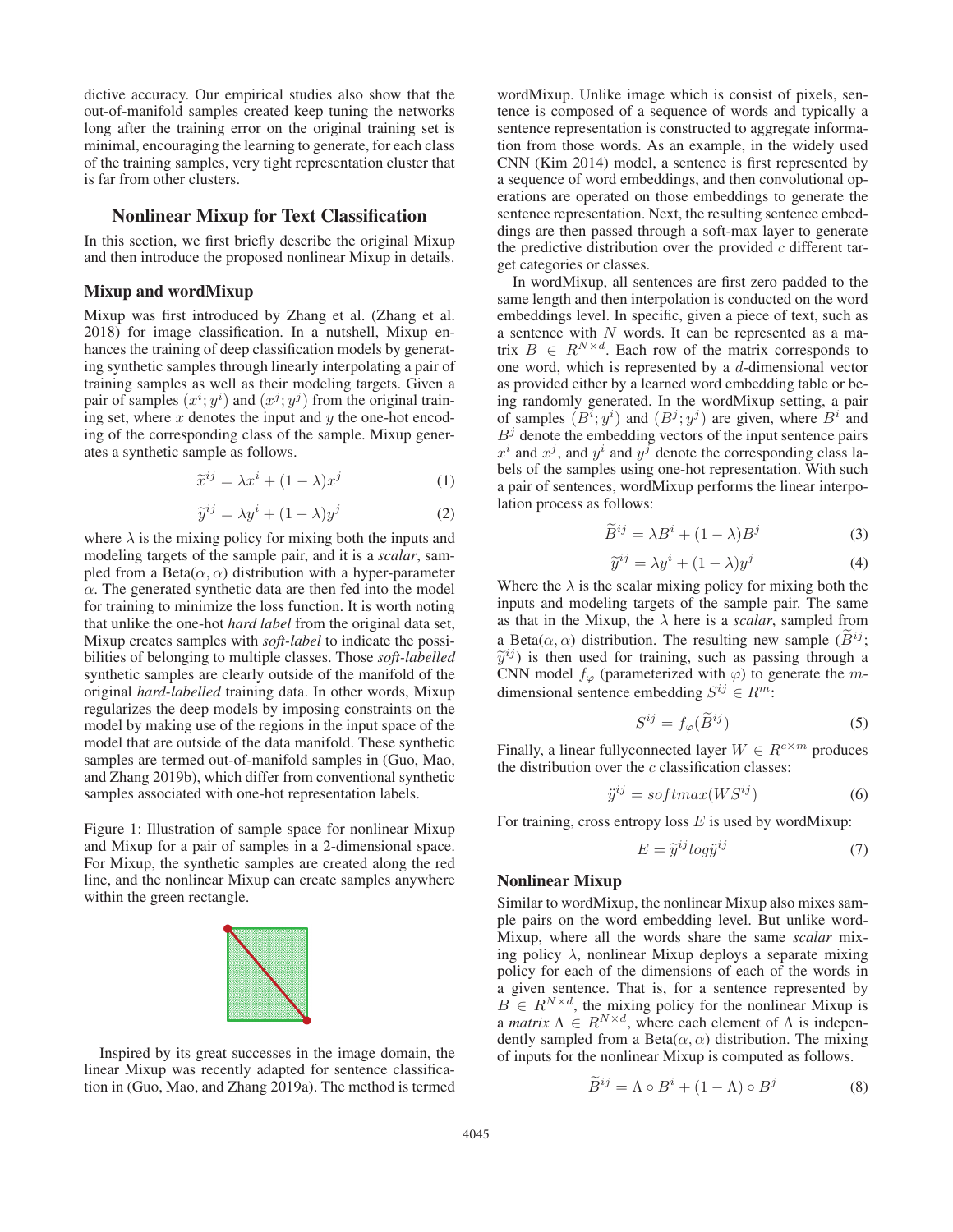dictive accuracy. Our empirical studies also show that the out-of-manifold samples created keep tuning the networks long after the training error on the original training set is minimal, encouraging the learning to generate, for each class of the training samples, very tight representation cluster that is far from other clusters.

## Nonlinear Mixup for Text Classification

In this section, we first briefly describe the original Mixup and then introduce the proposed nonlinear Mixup in details.

### Mixup and wordMixup

Mixup was first introduced by Zhang et al. (Zhang et al. 2018) for image classification. In a nutshell, Mixup enhances the training of deep classification models by generating synthetic samples through linearly interpolating a pair of training samples as well as their modeling targets. Given a pair of samples $(x^i; y^i)$ and $(x^j; y^j)$ from the original training set, where $x$ denotes the input and $y$ the one-hot encoding of the corresponding class of the sample. Mixup generates a synthetic sample as follows.

$$\widetilde{x}^{ij} = \lambda x^i + (1 - \lambda)x^j \tag{1}$$

$$\widetilde{y}^{ij} = \lambda y^i + (1 - \lambda)y^j \tag{2}$$

where $\lambda$ is the mixing policy for mixing both the inputs and modeling targets of the sample pair, and it is a *scalar*, sampled from a Beta$(\alpha, \alpha)$ distribution with a hyper-parameter $\alpha$. The generated synthetic data are then fed into the model for training to minimize the loss function. It is worth noting that unlike the one-hot *hard label* from the original data set, Mixup creates samples with *soft-label* to indicate the possibilities of belonging to multiple classes. Those *soft-labelled* synthetic samples are clearly outside of the manifold of the original *hard-labelled* training data. In other words, Mixup regularizes the deep models by imposing constraints on the model by making use of the regions in the input space of the model that are outside of the data manifold. These synthetic samples are termed out-of-manifold samples in (Guo, Mao, and Zhang 2019b), which differ from conventional synthetic samples associated with one-hot representation labels.

Figure 1: Illustration of sample space for nonlinear Mixup and Mixup for a pair of samples in a 2-dimensional space. For Mixup, the synthetic samples are created along the red line, and the nonlinear Mixup can create samples anywhere within the green rectangle.

Inspired by its great successes in the image domain, the linear Mixup was recently adapted for sentence classification in (Guo, Mao, and Zhang 2019a). The method is termed wordMixup. Unlike image which is consist of pixels, sentence is composed of a sequence of words and typically a sentence representation is constructed to aggregate information from those words. As an example, in the widely used CNN (Kim 2014) model, a sentence is first represented by a sequence of word embeddings, and then convolutional operations are operated on those embeddings to generate the sentence representation. Next, the resulting sentence embeddings are then passed through a soft-max layer to generate the predictive distribution over the provided $c$ different target categories or classes.

In wordMixup, all sentences are first zero padded to the same length and then interpolation is conducted on the word embeddings level. In specific, given a piece of text, such as a sentence with $N$ words. It can be represented as a matrix $B \in R^{N \times d}$. Each row of the matrix corresponds to one word, which is represented by a $d$-dimensional vector as provided either by a learned word embedding table or being randomly generated. In the wordMixup setting, a pair of samples $(B^i; y^i)$ and $(B^j; y^j)$ are given, where $B^i$ and $B^j$ denote the embedding vectors of the input sentence pairs $x^i$ and $x^j$, and $y^i$ and $y^j$ denote the corresponding class labels of the samples using one-hot representation. With such a pair of sentences, wordMixup performs the linear interpolation process as follows:

$$\widetilde{B}^{ij} = \lambda B^i + (1 - \lambda)B^j \tag{3}$$

$$\widetilde{y}^{ij} = \lambda y^i + (1 - \lambda)y^j \tag{4}$$

Where the $\lambda$ is the scalar mixing policy for mixing both the inputs and modeling targets of the sample pair. The same as that in the Mixup, the $\lambda$ here is a *scalar*, sampled from a Beta$(\alpha, \alpha)$ distribution. The resulting new sample $(\widetilde{B}^{ij}; \widetilde{y}^{ij})$ is then used for training, such as passing through a CNN model $f_\varphi$ (parameterized with $\varphi$) to generate the $m$-dimensional sentence embedding $S^{ij} \in R^m$:

$$S^{ij} = f_\varphi(\widetilde{B}^{ij}) \tag{5}$$

Finally, a linear fullyconnected layer $W \in R^{c \times m}$ produces the distribution over the $c$ classification classes:

$$\ddot{y}^{ij} = softmax(WS^{ij}) \tag{6}$$

For training, cross entropy loss $E$ is used by wordMixup:

$$E = \widetilde{y}^{ij} log \ddot{y}^{ij} \tag{7}$$

### Nonlinear Mixup

Similar to wordMixup, the nonlinear Mixup also mixes sample pairs on the word embedding level. But unlike wordMixup, where all the words share the same *scalar* mixing policy $\lambda$, nonlinear Mixup deploys a separate mixing policy for each of the dimensions of each of the words in a given sentence. That is, for a sentence represented by $B \in R^{N \times d}$, the mixing policy for the nonlinear Mixup is a *matrix* $\Lambda \in R^{N \times d}$, where each element of $\Lambda$ is independently sampled from a Beta$(\alpha, \alpha)$ distribution. The mixing of inputs for the nonlinear Mixup is computed as follows.

$$\widetilde{B}^{ij} = \Lambda \circ B^i + (1 - \Lambda) \circ B^j \tag{8}$$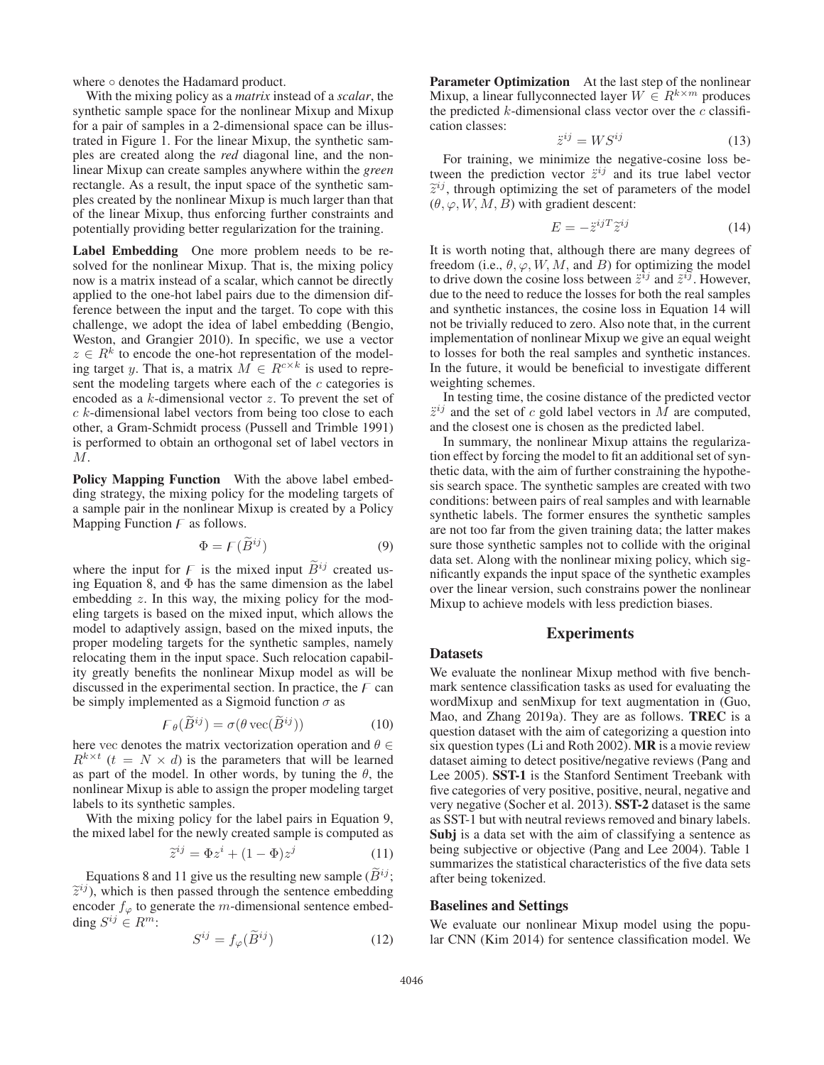where $\circ$ denotes the Hadamard product.

With the mixing policy as a *matrix* instead of a *scalar*, the synthetic sample space for the nonlinear Mixup and Mixup for a pair of samples in a 2-dimensional space can be illustrated in Figure 1. For the linear Mixup, the synthetic samples are created along the *red* diagonal line, and the nonlinear Mixup can create samples anywhere within the *green* rectangle. As a result, the input space of the synthetic samples created by the nonlinear Mixup is much larger than that of the linear Mixup, thus enforcing further constraints and potentially providing better regularization for the training.

**Label Embedding** One more problem needs to be resolved for the nonlinear Mixup. That is, the mixing policy now is a matrix instead of a scalar, which cannot be directly applied to the one-hot label pairs due to the dimension difference between the input and the target. To cope with this challenge, we adopt the idea of label embedding (Bengio, Weston, and Grangier 2010). In specific, we use a vector $z \in R^k$ to encode the one-hot representation of the modeling target $y$. That is, a matrix $M \in R^{c \times k}$ is used to represent the modeling targets where each of the $c$ categories is encoded as a $k$-dimensional vector $z$. To prevent the set of $c$ $k$-dimensional label vectors from being too close to each other, a Gram-Schmidt process (Pussell and Trimble 1991) is performed to obtain an orthogonal set of label vectors in $M$.

**Policy Mapping Function** With the above label embedding strategy, the mixing policy for the modeling targets of a sample pair in the nonlinear Mixup is created by a Policy Mapping Function $\digamma$ as follows.

$$\Phi = \digamma(\widetilde{B}^{ij}) \tag{9}$$

where the input for $\digamma$ is the mixed input $\widetilde{B}^{ij}$ created using Equation 8, and $\Phi$ has the same dimension as the label embedding $z$. In this way, the mixing policy for the modeling targets is based on the mixed input, which allows the model to adaptively assign, based on the mixed inputs, the proper modeling targets for the synthetic samples, namely relocating them in the input space. Such relocation capability greatly benefits the nonlinear Mixup model as will be discussed in the experimental section. In practice, the $\digamma$ can be simply implemented as a Sigmoid function $\sigma$ as

$$\digamma_\theta(\widetilde{B}^{ij}) = \sigma(\theta \operatorname{vec}(\widetilde{B}^{ij})) \tag{10}$$

here vec denotes the matrix vectorization operation and $\theta \in R^{k \times t}$ $(t = N \times d)$ is the parameters that will be learned as part of the model. In other words, by tuning the $\theta$, the nonlinear Mixup is able to assign the proper modeling target labels to its synthetic samples.

With the mixing policy for the label pairs in Equation 9, the mixed label for the newly created sample is computed as

$$\widetilde{z}^{ij} = \Phi z^i + (1 - \Phi) z^j \tag{11}$$

Equations 8 and 11 give us the resulting new sample ($\widetilde{B}^{ij}$; $\widetilde{z}^{ij}$), which is then passed through the sentence embedding encoder $f_\varphi$ to generate the $m$-dimensional sentence embedding $S^{ij} \in R^m$:

$$S^{ij} = f_\varphi(\widetilde{B}^{ij}) \tag{12}$$

**Parameter Optimization** At the last step of the nonlinear Mixup, a linear fullyconnected layer $W \in R^{k \times m}$ produces the predicted $k$-dimensional class vector over the $c$ classification classes:

$$\ddot{z}^{ij} = W S^{ij} \tag{13}$$

For training, we minimize the negative-cosine loss between the prediction vector $\ddot{z}^{ij}$ and its true label vector $\widetilde{z}^{ij}$, through optimizing the set of parameters of the model $(\theta, \varphi, W, M, B)$ with gradient descent:

$$E = -\ddot{z}^{ijT} \widetilde{z}^{ij} \tag{14}$$

It is worth noting that, although there are many degrees of freedom (i.e., $\theta, \varphi, W, M$, and $B$) for optimizing the model to drive down the cosine loss between $\ddot{z}^{ij}$ and $\widetilde{z}^{ij}$. However, due to the need to reduce the losses for both the real samples and synthetic instances, the cosine loss in Equation 14 will not be trivially reduced to zero. Also note that, in the current implementation of nonlinear Mixup we give an equal weight to losses for both the real samples and synthetic instances. In the future, it would be beneficial to investigate different weighting schemes.

In testing time, the cosine distance of the predicted vector $\ddot{z}^{ij}$ and the set of $c$ gold label vectors in $M$ are computed, and the closest one is chosen as the predicted label.

In summary, the nonlinear Mixup attains the regularization effect by forcing the model to fit an additional set of synthetic data, with the aim of further constraining the hypothesis search space. The synthetic samples are created with two conditions: between pairs of real samples and with learnable synthetic labels. The former ensures the synthetic samples are not too far from the given training data; the latter makes sure those synthetic samples not to collide with the original data set. Along with the nonlinear mixing policy, which significantly expands the input space of the synthetic examples over the linear version, such constrains power the nonlinear Mixup to achieve models with less prediction biases.

## Experiments

### Datasets

We evaluate the nonlinear Mixup method with five benchmark sentence classification tasks as used for evaluating the wordMixup and senMixup for text augmentation in (Guo, Mao, and Zhang 2019a). They are as follows. **TREC** is a question dataset with the aim of categorizing a question into six question types (Li and Roth 2002). **MR** is a movie review dataset aiming to detect positive/negative reviews (Pang and Lee 2005). **SST-1** is the Stanford Sentiment Treebank with five categories of very positive, positive, neural, negative and very negative (Socher et al. 2013). **SST-2** dataset is the same as SST-1 but with neutral reviews removed and binary labels. **Subj** is a data set with the aim of classifying a sentence as being subjective or objective (Pang and Lee 2004). Table 1 summarizes the statistical characteristics of the five data sets after being tokenized.

### Baselines and Settings

We evaluate our nonlinear Mixup model using the popular CNN (Kim 2014) for sentence classification model. We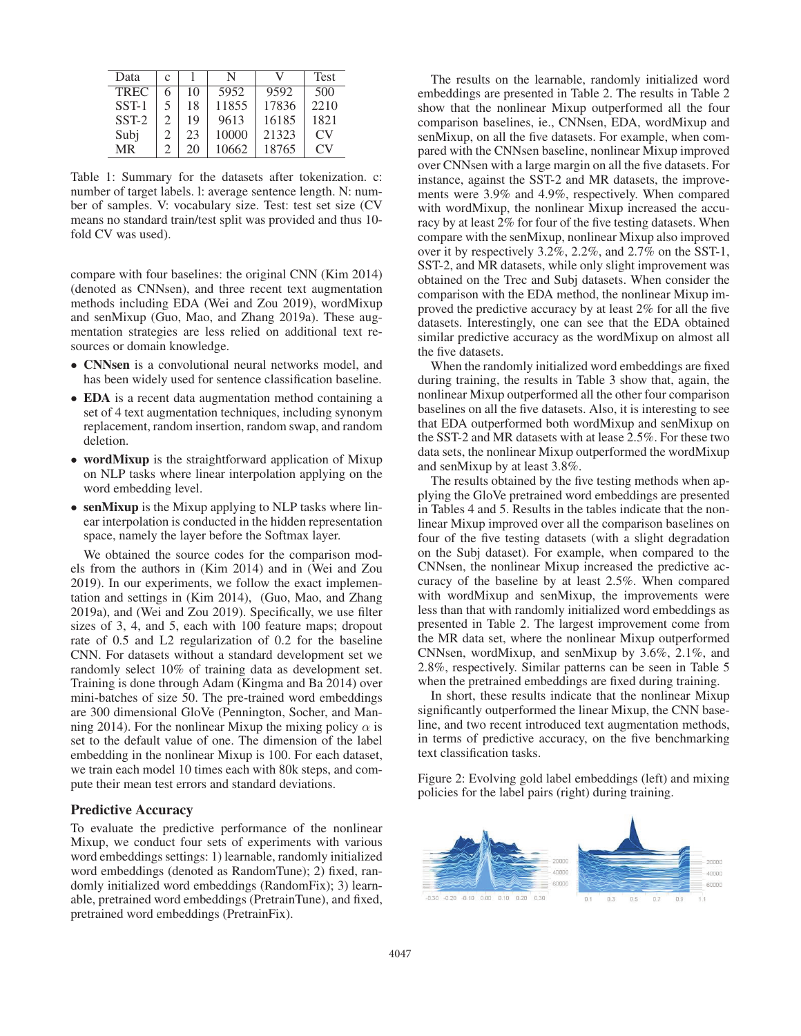| Data | c | l | N | V | Test |
|---|---|---|---|---|---|
| TREC | 6 | 10 | 5952 | 9592 | 500 |
| SST-1 | 5 | 18 | 11855 | 17836 | 2210 |
| SST-2 | 2 | 19 | 9613 | 16185 | 1821 |
| Subj | 2 | 23 | 10000 | 21323 | CV |
| MR | 2 | 20 | 10662 | 18765 | CV |

Table 1: Summary for the datasets after tokenization. c: number of target labels. l: average sentence length. N: number of samples. V: vocabulary size. Test: test set size (CV means no standard train/test split was provided and thus 10-fold CV was used).

compare with four baselines: the original CNN (Kim 2014) (denoted as CNNsen), and three recent text augmentation methods including EDA (Wei and Zou 2019), wordMixup and senMixup (Guo, Mao, and Zhang 2019a). These augmentation strategies are less relied on additional text resources or domain knowledge.

- **CNNsen** is a convolutional neural networks model, and has been widely used for sentence classification baseline.
- **EDA** is a recent data augmentation method containing a set of 4 text augmentation techniques, including synonym replacement, random insertion, random swap, and random deletion.
- **wordMixup** is the straightforward application of Mixup on NLP tasks where linear interpolation applying on the word embedding level.
- **senMixup** is the Mixup applying to NLP tasks where linear interpolation is conducted in the hidden representation space, namely the layer before the Softmax layer.

We obtained the source codes for the comparison models from the authors in (Kim 2014) and in (Wei and Zou 2019). In our experiments, we follow the exact implementation and settings in (Kim 2014), (Guo, Mao, and Zhang 2019a), and (Wei and Zou 2019). Specifically, we use filter sizes of 3, 4, and 5, each with 100 feature maps; dropout rate of 0.5 and L2 regularization of 0.2 for the baseline CNN. For datasets without a standard development set we randomly select 10% of training data as development set. Training is done through Adam (Kingma and Ba 2014) over mini-batches of size 50. The pre-trained word embeddings are 300 dimensional GloVe (Pennington, Socher, and Manning 2014). For the nonlinear Mixup the mixing policy $\alpha$ is set to the default value of one. The dimension of the label embedding in the nonlinear Mixup is 100. For each dataset, we train each model 10 times each with 80k steps, and compute their mean test errors and standard deviations.

## Predictive Accuracy

To evaluate the predictive performance of the nonlinear Mixup, we conduct four sets of experiments with various word embeddings settings: 1) learnable, randomly initialized word embeddings (denoted as RandomTune); 2) fixed, randomly initialized word embeddings (RandomFix); 3) learnable, pretrained word embeddings (PretrainTune), and fixed, pretrained word embeddings (PretrainFix).

The results on the learnable, randomly initialized word embeddings are presented in Table 2. The results in Table 2 show that the nonlinear Mixup outperformed all the four comparison baselines, ie., CNNsen, EDA, wordMixup and senMixup, on all the five datasets. For example, when compared with the CNNsen baseline, nonlinear Mixup improved over CNNsen with a large margin on all the five datasets. For instance, against the SST-2 and MR datasets, the improvements were 3.9% and 4.9%, respectively. When compared with wordMixup, the nonlinear Mixup increased the accuracy by at least 2% for four of the five testing datasets. When compare with the senMixup, nonlinear Mixup also improved over it by respectively 3.2%, 2.2%, and 2.7% on the SST-1, SST-2, and MR datasets, while only slight improvement was obtained on the Trec and Subj datasets. When consider the comparison with the EDA method, the nonlinear Mixup improved the predictive accuracy by at least 2% for all the five datasets. Interestingly, one can see that the EDA obtained similar predictive accuracy as the wordMixup on almost all the five datasets.

When the randomly initialized word embeddings are fixed during training, the results in Table 3 show that, again, the nonlinear Mixup outperformed all the other four comparison baselines on all the five datasets. Also, it is interesting to see that EDA outperformed both wordMixup and senMixup on the SST-2 and MR datasets with at lease 2.5%. For these two data sets, the nonlinear Mixup outperformed the wordMixup and senMixup by at least 3.8%.

The results obtained by the five testing methods when applying the GloVe pretrained word embeddings are presented in Tables 4 and 5. Results in the tables indicate that the nonlinear Mixup improved over all the comparison baselines on four of the five testing datasets (with a slight degradation on the Subj dataset). For example, when compared to the CNNsen, the nonlinear Mixup increased the predictive accuracy of the baseline by at least 2.5%. When compared with wordMixup and senMixup, the improvements were less than that with randomly initialized word embeddings as presented in Table 2. The largest improvement come from the MR data set, where the nonlinear Mixup outperformed CNNsen, wordMixup, and senMixup by 3.6%, 2.1%, and 2.8%, respectively. Similar patterns can be seen in Table 5 when the pretrained embeddings are fixed during training.

In short, these results indicate that the nonlinear Mixup significantly outperformed the linear Mixup, the CNN baseline, and two recent introduced text augmentation methods, in terms of predictive accuracy, on the five benchmarking text classification tasks.

Figure 2: Evolving gold label embeddings (left) and mixing policies for the label pairs (right) during training.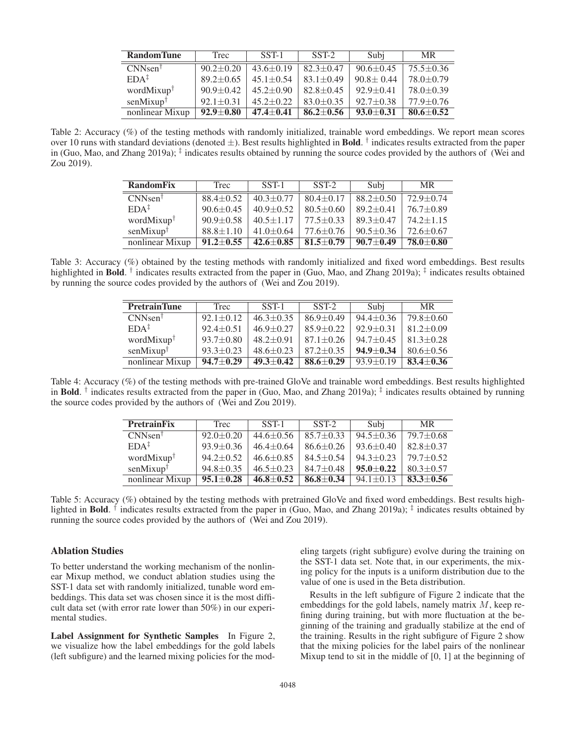| **RandomTune** | Trec | SST-1 | SST-2 | Subj | MR |
|---|---|---|---|---|---|
| CNNsen[†] | 90.2±0.20 | 43.6±0.19 | 82.3±0.47 | 90.6±0.45 | 75.5±0.36 |
| EDA[‡] | 89.2±0.65 | 45.1±0.54 | 83.1±0.49 | 90.8± 0.44 | 78.0±0.79 |
| wordMixup[†] | 90.9±0.42 | 45.2±0.90 | 82.8±0.45 | 92.9±0.41 | 78.0±0.39 |
| senMixup[†] | 92.1±0.31 | 45.2±0.22 | 83.0±0.35 | 92.7±0.38 | 77.9±0.76 |
| nonlinear Mixup | **92.9±0.80** | **47.4±0.41** | **86.2±0.56** | **93.0±0.31** | **80.6±0.52** |

Table 2: Accuracy (%) of the testing methods with randomly initialized, trainable word embeddings. We report mean scores over 10 runs with standard deviations (denoted ±). Best results highlighted in **Bold**. [†] indicates results extracted from the paper in (Guo, Mao, and Zhang 2019a); [‡] indicates results obtained by running the source codes provided by the authors of (Wei and Zou 2019).

| **RandomFix** | Trec | SST-1 | SST-2 | Subj | MR |
|---|---|---|---|---|---|
| CNNsen[†] | 88.4±0.52 | 40.3±0.77 | 80.4±0.17 | 88.2±0.50 | 72.9±0.74 |
| EDA[‡] | 90.6±0.45 | 40.9±0.52 | 80.5±0.60 | 89.2±0.41 | 76.7±0.89 |
| wordMixup[†] | 90.9±0.58 | 40.5±1.17 | 77.5±0.33 | 89.3±0.47 | 74.2±1.15 |
| senMixup[†] | 88.8±1.10 | 41.0±0.64 | 77.6±0.76 | 90.5±0.36 | 72.6±0.67 |
| nonlinear Mixup | **91.2±0.55** | **42.6±0.85** | **81.5±0.79** | **90.7±0.49** | **78.0±0.80** |

Table 3: Accuracy (%) obtained by the testing methods with randomly initialized and fixed word embeddings. Best results highlighted in **Bold**. [†] indicates results extracted from the paper in (Guo, Mao, and Zhang 2019a); [‡] indicates results obtained by running the source codes provided by the authors of (Wei and Zou 2019).

| **PretrainTune** | Trec | SST-1 | SST-2 | Subj | MR |
|---|---|---|---|---|---|
| CNNsen[†] | 92.1±0.12 | 46.3±0.35 | 86.9±0.49 | 94.4±0.36 | 79.8±0.60 |
| EDA[‡] | 92.4±0.51 | 46.9±0.27 | 85.9±0.22 | 92.9±0.31 | 81.2±0.09 |
| wordMixup[†] | 93.7±0.80 | 48.2±0.91 | 87.1±0.26 | 94.7±0.45 | 81.3±0.28 |
| senMixup[†] | 93.3±0.23 | 48.6±0.23 | 87.2±0.35 | **94.9±0.34** | 80.6±0.56 |
| nonlinear Mixup | **94.7±0.29** | **49.3±0.42** | **88.6±0.29** | 93.9±0.19 | **83.4±0.36** |

Table 4: Accuracy (%) of the testing methods with pre-trained GloVe and trainable word embeddings. Best results highlighted in **Bold**. [†] indicates results extracted from the paper in (Guo, Mao, and Zhang 2019a); [‡] indicates results obtained by running the source codes provided by the authors of (Wei and Zou 2019).

| **PretrainFix** | Trec | SST-1 | SST-2 | Subj | MR |
|---|---|---|---|---|---|
| CNNsen[†] | 92.0±0.20 | 44.6±0.56 | 85.7±0.33 | 94.5±0.36 | 79.7±0.68 |
| EDA[‡] | 93.9±0.36 | 46.4±0.64 | 86.6±0.26 | 93.6±0.40 | 82.8±0.37 |
| wordMixup[†] | 94.2±0.52 | 46.6±0.85 | 84.5±0.54 | 94.3±0.23 | 79.7±0.52 |
| senMixup[†] | 94.8±0.35 | 46.5±0.23 | 84.7±0.48 | **95.0±0.22** | 80.3±0.57 |
| nonlinear Mixup | **95.1±0.28** | **46.8±0.52** | **86.8±0.34** | 94.1±0.13 | **83.3±0.56** |

Table 5: Accuracy (%) obtained by the testing methods with pretrained GloVe and fixed word embeddings. Best results highlighted in **Bold**. [†] indicates results extracted from the paper in (Guo, Mao, and Zhang 2019a); [‡] indicates results obtained by running the source codes provided by the authors of (Wei and Zou 2019).

## Ablation Studies

To better understand the working mechanism of the nonlinear Mixup method, we conduct ablation studies using the SST-1 data set with randomly initialized, tunable word embeddings. This data set was chosen since it is the most difficult data set (with error rate lower than 50%) in our experimental studies.

**Label Assignment for Synthetic Samples** In Figure 2, we visualize how the label embeddings for the gold labels (left subfigure) and the learned mixing policies for the modeling targets (right subfigure) evolve during the training on the SST-1 data set. Note that, in our experiments, the mixing policy for the inputs is a uniform distribution due to the value of one is used in the Beta distribution.

Results in the left subfigure of Figure 2 indicate that the embeddings for the gold labels, namely matrix $M$, keep refining during training, but with more fluctuation at the beginning of the training and gradually stabilize at the end of the training. Results in the right subfigure of Figure 2 show that the mixing policies for the label pairs of the nonlinear Mixup tend to sit in the middle of [0, 1] at the beginning of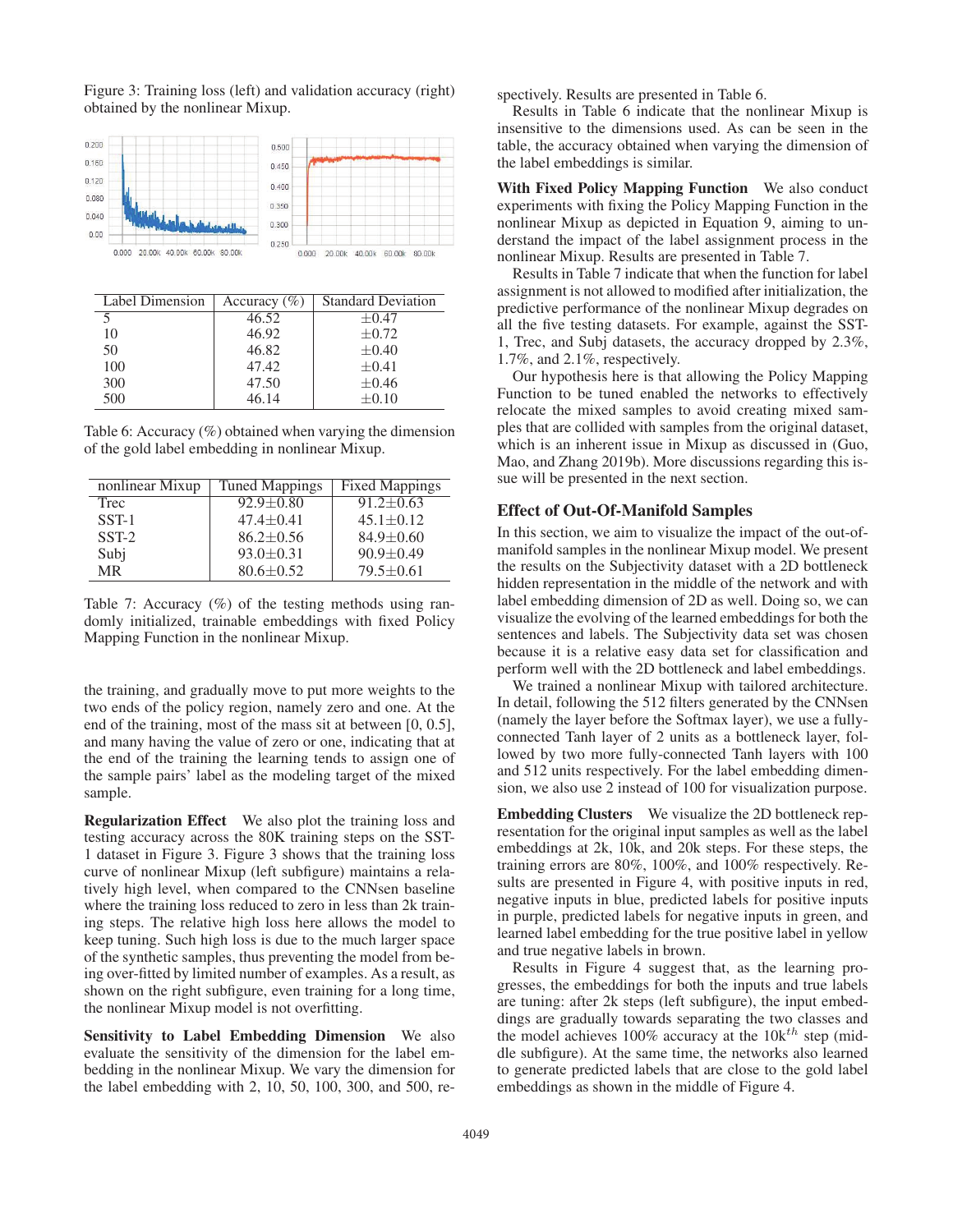Figure 3: Training loss (left) and validation accuracy (right) obtained by the nonlinear Mixup.

0.200
0.160
0.120
0.080
0.040
0.00
0.000 20.00k 40.00k 60.00k 80.00k

0.500
0.450
0.400
0.350
0.300
0.250
0.000 20.00k 40.00k 60.00k 80.00k

| Label Dimension | Accuracy (%) | Standard Deviation |
|---|---|---|
| 5 | 46.52 | ±0.47 |
| 10 | 46.92 | ±0.72 |
| 50 | 46.82 | ±0.40 |
| 100 | 47.42 | ±0.41 |
| 300 | 47.50 | ±0.46 |
| 500 | 46.14 | ±0.10 |

Table 6: Accuracy (%) obtained when varying the dimension of the gold label embedding in nonlinear Mixup.

| nonlinear Mixup | Tuned Mappings | Fixed Mappings |
|---|---|---|
| Trec | 92.9±0.80 | 91.2±0.63 |
| SST-1 | 47.4±0.41 | 45.1±0.12 |
| SST-2 | 86.2±0.56 | 84.9±0.60 |
| Subj | 93.0±0.31 | 90.9±0.49 |
| MR | 80.6±0.52 | 79.5±0.61 |

Table 7: Accuracy (%) of the testing methods using randomly initialized, trainable embeddings with fixed Policy Mapping Function in the nonlinear Mixup.

the training, and gradually move to put more weights to the two ends of the policy region, namely zero and one. At the end of the training, most of the mass sit at between [0, 0.5], and many having the value of zero or one, indicating that at the end of the training the learning tends to assign one of the sample pairs' label as the modeling target of the mixed sample.

**Regularization Effect** We also plot the training loss and testing accuracy across the 80K training steps on the SST-1 dataset in Figure 3. Figure 3 shows that the training loss curve of nonlinear Mixup (left subfigure) maintains a relatively high level, when compared to the CNNsen baseline where the training loss reduced to zero in less than 2k training steps. The relative high loss here allows the model to keep tuning. Such high loss is due to the much larger space of the synthetic samples, thus preventing the model from being over-fitted by limited number of examples. As a result, as shown on the right subfigure, even training for a long time, the nonlinear Mixup model is not overfitting.

**Sensitivity to Label Embedding Dimension** We also evaluate the sensitivity of the dimension for the label embedding in the nonlinear Mixup. We vary the dimension for the label embedding with 2, 10, 50, 100, 300, and 500, respectively. Results are presented in Table 6.

Results in Table 6 indicate that the nonlinear Mixup is insensitive to the dimensions used. As can be seen in the table, the accuracy obtained when varying the dimension of the label embeddings is similar.

**With Fixed Policy Mapping Function** We also conduct experiments with fixing the Policy Mapping Function in the nonlinear Mixup as depicted in Equation 9, aiming to understand the impact of the label assignment process in the nonlinear Mixup. Results are presented in Table 7.

Results in Table 7 indicate that when the function for label assignment is not allowed to modified after initialization, the predictive performance of the nonlinear Mixup degrades on all the five testing datasets. For example, against the SST-1, Trec, and Subj datasets, the accuracy dropped by 2.3%, 1.7%, and 2.1%, respectively.

Our hypothesis here is that allowing the Policy Mapping Function to be tuned enabled the networks to effectively relocate the mixed samples to avoid creating mixed samples that are collided with samples from the original dataset, which is an inherent issue in Mixup as discussed in (Guo, Mao, and Zhang 2019b). More discussions regarding this issue will be presented in the next section.

## Effect of Out-Of-Manifold Samples

In this section, we aim to visualize the impact of the out-of-manifold samples in the nonlinear Mixup model. We present the results on the Subjectivity dataset with a 2D bottleneck hidden representation in the middle of the network and with label embedding dimension of 2D as well. Doing so, we can visualize the evolving of the learned embeddings for both the sentences and labels. The Subjectivity data set was chosen because it is a relative easy data set for classification and perform well with the 2D bottleneck and label embeddings.

We trained a nonlinear Mixup with tailored architecture. In detail, following the 512 filters generated by the CNNsen (namely the layer before the Softmax layer), we use a fully-connected Tanh layer of 2 units as a bottleneck layer, followed by two more fully-connected Tanh layers with 100 and 512 units respectively. For the label embedding dimension, we also use 2 instead of 100 for visualization purpose.

**Embedding Clusters** We visualize the 2D bottleneck representation for the original input samples as well as the label embeddings at 2k, 10k, and 20k steps. For these steps, the training errors are 80%, 100%, and 100% respectively. Results are presented in Figure 4, with positive inputs in red, negative inputs in blue, predicted labels for positive inputs in purple, predicted labels for negative inputs in green, and learned label embedding for the true positive label in yellow and true negative labels in brown.

Results in Figure 4 suggest that, as the learning progresses, the embeddings for both the inputs and true labels are tuning: after 2k steps (left subfigure), the input embeddings are gradually towards separating the two classes and the model achieves 100% accuracy at the $10k^{th}$ step (middle subfigure). At the same time, the networks also learned to generate predicted labels that are close to the gold label embeddings as shown in the middle of Figure 4.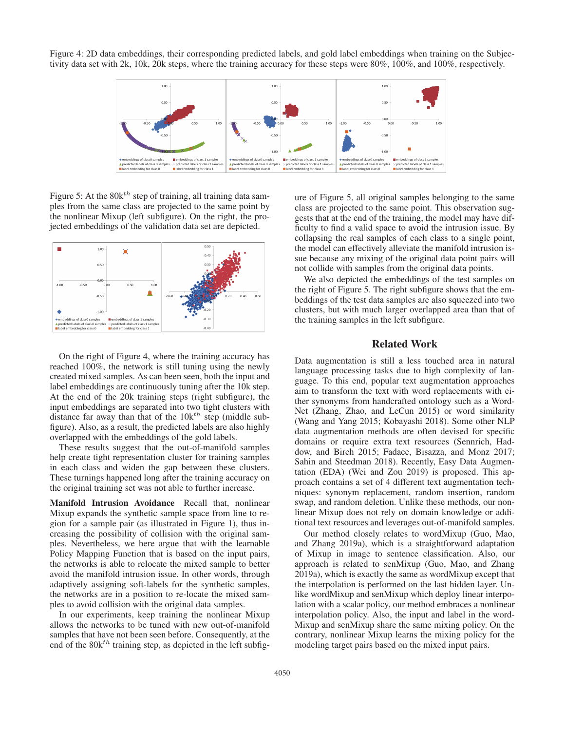Figure 4: 2D data embeddings, their corresponding predicted labels, and gold label embeddings when training on the Subjectivity data set with 2k, 10k, 20k steps, where the training accuracy for these steps were 80%, 100%, and 100%, respectively.

Figure 5: At the $80k^{th}$ step of training, all training data samples from the same class are projected to the same point by the nonlinear Mixup (left subfigure). On the right, the projected embeddings of the validation data set are depicted.

On the right of Figure 4, where the training accuracy has reached 100%, the network is still tuning using the newly created mixed samples. As can been seen, both the input and label embeddings are continuously tuning after the 10k step. At the end of the 20k training steps (right subfigure), the input embeddings are separated into two tight clusters with distance far away than that of the $10k^{th}$ step (middle subfigure). Also, as a result, the predicted labels are also highly overlapped with the embeddings of the gold labels.

These results suggest that the out-of-manifold samples help create tight representation cluster for training samples in each class and widen the gap between these clusters. These turnings happened long after the training accuracy on the original training set was not able to further increase.

**Manifold Intrusion Avoidance** Recall that, nonlinear Mixup expands the synthetic sample space from line to region for a sample pair (as illustrated in Figure 1), thus increasing the possibility of collision with the original samples. Nevertheless, we here argue that with the learnable Policy Mapping Function that is based on the input pairs, the networks is able to relocate the mixed sample to better avoid the manifold intrusion issue. In other words, through adaptively assigning soft-labels for the synthetic samples, the networks are in a position to re-locate the mixed samples to avoid collision with the original data samples.

In our experiments, keep training the nonlinear Mixup allows the networks to be tuned with new out-of-manifold samples that have not been seen before. Consequently, at the end of the $80k^{th}$ training step, as depicted in the left subfigure of Figure 5, all original samples belonging to the same class are projected to the same point. This observation suggests that at the end of the training, the model may have difficulty to find a valid space to avoid the intrusion issue. By collapsing the real samples of each class to a single point, the model can effectively alleviate the manifold intrusion issue because any mixing of the original data point pairs will not collide with samples from the original data points.

We also depicted the embeddings of the test samples on the right of Figure 5. The right subfigure shows that the embeddings of the test data samples are also squeezed into two clusters, but with much larger overlapped area than that of the training samples in the left subfigure.

## Related Work

Data augmentation is still a less touched area in natural language processing tasks due to high complexity of language. To this end, popular text augmentation approaches aim to transform the text with word replacements with either synonyms from handcrafted ontology such as a WordNet (Zhang, Zhao, and LeCun 2015) or word similarity (Wang and Yang 2015; Kobayashi 2018). Some other NLP data augmentation methods are often devised for specific domains or require extra text resources (Sennrich, Haddow, and Birch 2015; Fadaee, Bisazza, and Monz 2017; Sahin and Steedman 2018). Recently, Easy Data Augmentation (EDA) (Wei and Zou 2019) is proposed. This approach contains a set of 4 different text augmentation techniques: synonym replacement, random insertion, random swap, and random deletion. Unlike these methods, our nonlinear Mixup does not rely on domain knowledge or additional text resources and leverages out-of-manifold samples.

Our method closely relates to wordMixup (Guo, Mao, and Zhang 2019a), which is a straightforward adaptation of Mixup in image to sentence classification. Also, our approach is related to senMixup (Guo, Mao, and Zhang 2019a), which is exactly the same as wordMixup except that the interpolation is performed on the last hidden layer. Unlike wordMixup and senMixup which deploy linear interpolation with a scalar policy, our method embraces a nonlinear interpolation policy. Also, the input and label in the wordMixup and senMixup share the same mixing policy. On the contrary, nonlinear Mixup learns the mixing policy for the modeling target pairs based on the mixed input pairs.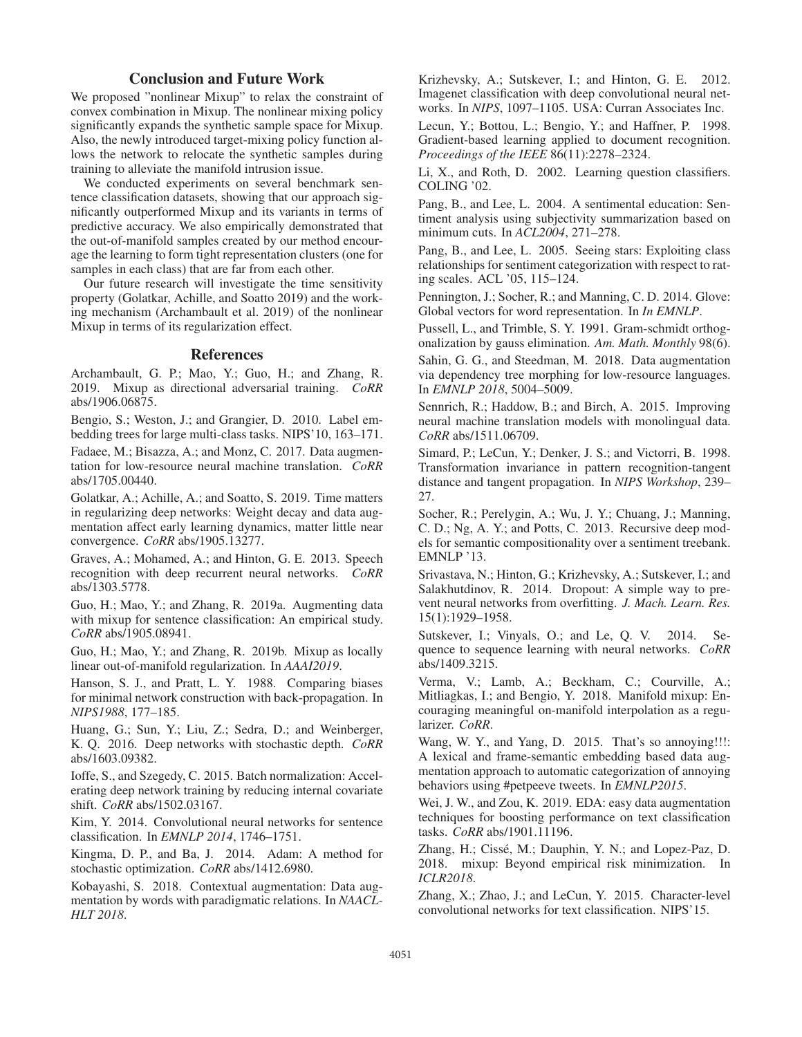## Conclusion and Future Work

We proposed "nonlinear Mixup" to relax the constraint of convex combination in Mixup. The nonlinear mixing policy significantly expands the synthetic sample space for Mixup. Also, the newly introduced target-mixing policy function allows the network to relocate the synthetic samples during training to alleviate the manifold intrusion issue.

We conducted experiments on several benchmark sentence classification datasets, showing that our approach significantly outperformed Mixup and its variants in terms of predictive accuracy. We also empirically demonstrated that the out-of-manifold samples created by our method encourage the learning to form tight representation clusters (one for samples in each class) that are far from each other.

Our future research will investigate the time sensitivity property (Golatkar, Achille, and Soatto 2019) and the working mechanism (Archambault et al. 2019) of the nonlinear Mixup in terms of its regularization effect.

## References

Archambault, G. P.; Mao, Y.; Guo, H.; and Zhang, R. 2019. Mixup as directional adversarial training. *CoRR* abs/1906.06875.

Bengio, S.; Weston, J.; and Grangier, D. 2010. Label embedding trees for large multi-class tasks. NIPS'10, 163–171.

Fadaee, M.; Bisazza, A.; and Monz, C. 2017. Data augmentation for low-resource neural machine translation. *CoRR* abs/1705.00440.

Golatkar, A.; Achille, A.; and Soatto, S. 2019. Time matters in regularizing deep networks: Weight decay and data augmentation affect early learning dynamics, matter little near convergence. *CoRR* abs/1905.13277.

Graves, A.; Mohamed, A.; and Hinton, G. E. 2013. Speech recognition with deep recurrent neural networks. *CoRR* abs/1303.5778.

Guo, H.; Mao, Y.; and Zhang, R. 2019a. Augmenting data with mixup for sentence classification: An empirical study. *CoRR* abs/1905.08941.

Guo, H.; Mao, Y.; and Zhang, R. 2019b. Mixup as locally linear out-of-manifold regularization. In *AAAI2019*.

Hanson, S. J., and Pratt, L. Y. 1988. Comparing biases for minimal network construction with back-propagation. In *NIPS1988*, 177–185.

Huang, G.; Sun, Y.; Liu, Z.; Sedra, D.; and Weinberger, K. Q. 2016. Deep networks with stochastic depth. *CoRR* abs/1603.09382.

Ioffe, S., and Szegedy, C. 2015. Batch normalization: Accelerating deep network training by reducing internal covariate shift. *CoRR* abs/1502.03167.

Kim, Y. 2014. Convolutional neural networks for sentence classification. In *EMNLP 2014*, 1746–1751.

Kingma, D. P., and Ba, J. 2014. Adam: A method for stochastic optimization. *CoRR* abs/1412.6980.

Kobayashi, S. 2018. Contextual augmentation: Data augmentation by words with paradigmatic relations. In *NAACL-HLT 2018*.

Krizhevsky, A.; Sutskever, I.; and Hinton, G. E. 2012. Imagenet classification with deep convolutional neural networks. In *NIPS*, 1097–1105. USA: Curran Associates Inc.

Lecun, Y.; Bottou, L.; Bengio, Y.; and Haffner, P. 1998. Gradient-based learning applied to document recognition. *Proceedings of the IEEE* 86(11):2278–2324.

Li, X., and Roth, D. 2002. Learning question classifiers. COLING '02.

Pang, B., and Lee, L. 2004. A sentimental education: Sentiment analysis using subjectivity summarization based on minimum cuts. In *ACL2004*, 271–278.

Pang, B., and Lee, L. 2005. Seeing stars: Exploiting class relationships for sentiment categorization with respect to rating scales. ACL '05, 115–124.

Pennington, J.; Socher, R.; and Manning, C. D. 2014. Glove: Global vectors for word representation. In *In EMNLP*.

Pussell, L., and Trimble, S. Y. 1991. Gram-schmidt orthogonalization by gauss elimination. *Am. Math. Monthly* 98(6).

Sahin, G. G., and Steedman, M. 2018. Data augmentation via dependency tree morphing for low-resource languages. In *EMNLP 2018*, 5004–5009.

Sennrich, R.; Haddow, B.; and Birch, A. 2015. Improving neural machine translation models with monolingual data. *CoRR* abs/1511.06709.

Simard, P.; LeCun, Y.; Denker, J. S.; and Victorri, B. 1998. Transformation invariance in pattern recognition-tangent distance and tangent propagation. In *NIPS Workshop*, 239–27.

Socher, R.; Perelygin, A.; Wu, J. Y.; Chuang, J.; Manning, C. D.; Ng, A. Y.; and Potts, C. 2013. Recursive deep models for semantic compositionality over a sentiment treebank. EMNLP '13.

Srivastava, N.; Hinton, G.; Krizhevsky, A.; Sutskever, I.; and Salakhutdinov, R. 2014. Dropout: A simple way to prevent neural networks from overfitting. *J. Mach. Learn. Res.* 15(1):1929–1958.

Sutskever, I.; Vinyals, O.; and Le, Q. V. 2014. Sequence to sequence learning with neural networks. *CoRR* abs/1409.3215.

Verma, V.; Lamb, A.; Beckham, C.; Courville, A.; Mitliagkas, I.; and Bengio, Y. 2018. Manifold mixup: Encouraging meaningful on-manifold interpolation as a regularizer. *CoRR*.

Wang, W. Y., and Yang, D. 2015. That's so annoying!!!: A lexical and frame-semantic embedding based data augmentation approach to automatic categorization of annoying behaviors using #petpeeve tweets. In *EMNLP2015*.

Wei, J. W., and Zou, K. 2019. EDA: easy data augmentation techniques for boosting performance on text classification tasks. *CoRR* abs/1901.11196.

Zhang, H.; Cissé, M.; Dauphin, Y. N.; and Lopez-Paz, D. 2018. mixup: Beyond empirical risk minimization. In *ICLR2018*.

Zhang, X.; Zhao, J.; and LeCun, Y. 2015. Character-level convolutional networks for text classification. NIPS'15.